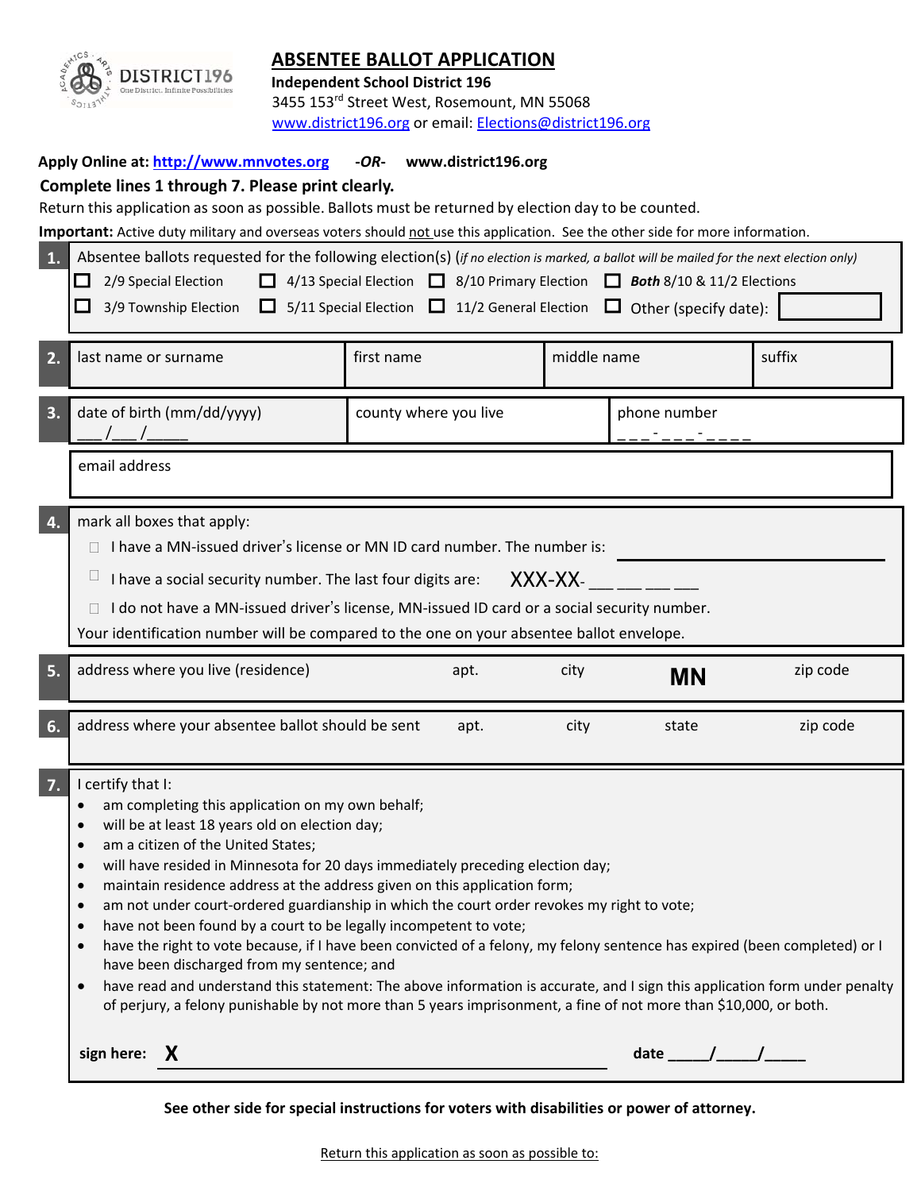# ABSENTEE BALLOT APPLICATION

**Independent School District 196**
3455 153rd Street West, Rosemount, MN 55068
www.district196.org or email: Elections@district196.org

**Apply Online at: http://www.mnvotes.org** ***-OR-*** **www.district196.org**

**Complete lines 1 through 7. Please print clearly.**

Return this application as soon as possible. Ballots must be returned by election day to be counted.

**Important:** Active duty military and overseas voters should not use this application. See the other side for more information.

**1.** Absentee ballots requested for the following election(s) (*if no election is marked, a ballot will be mailed for the next election only*)

- ☐ 2/9 Special Election
- ☐ 4/13 Special Election
- ☐ 8/10 Primary Election
- ☐ ***Both*** 8/10 & 11/2 Elections
- ☐ 3/9 Township Election
- ☐ 5/11 Special Election
- ☐ 11/2 General Election
- ☐ Other (specify date): ________

**2.**

| last name or surname | first name | middle name | suffix |
|---|---|---|---|
| | | | |

**3.**

| date of birth (mm/dd/yyyy) ___/___/_____ | county where you live | phone number ___-___-____ |
|---|---|---|
| email address | | |

**4.** mark all boxes that apply:

- ☐ I have a MN-issued driver's license or MN ID card number. The number is: ____________
- ☐ I have a social security number. The last four digits are: XXX-XX- ___ ___ ___ ___
- ☐ I do not have a MN-issued driver's license, MN-issued ID card or a social security number.

Your identification number will be compared to the one on your absentee ballot envelope.

**5.**

| address where you live (residence) | apt. | city | MN | zip code |
|---|---|---|---|---|
| | | | | |

**6.**

| address where your absentee ballot should be sent | apt. | city | state | zip code |
|---|---|---|---|---|
| | | | | |

**7.** I certify that I:

- am completing this application on my own behalf;
- will be at least 18 years old on election day;
- am a citizen of the United States;
- will have resided in Minnesota for 20 days immediately preceding election day;
- maintain residence address at the address given on this application form;
- am not under court-ordered guardianship in which the court order revokes my right to vote;
- have not been found by a court to be legally incompetent to vote;
- have the right to vote because, if I have been convicted of a felony, my felony sentence has expired (been completed) or I have been discharged from my sentence; and
- have read and understand this statement: The above information is accurate, and I sign this application form under penalty of perjury, a felony punishable by not more than 5 years imprisonment, a fine of not more than $10,000, or both.

**sign here: X** ______________________________ **date** _____/_____/_____

**See other side for special instructions for voters with disabilities or power of attorney.**

Return this application as soon as possible to: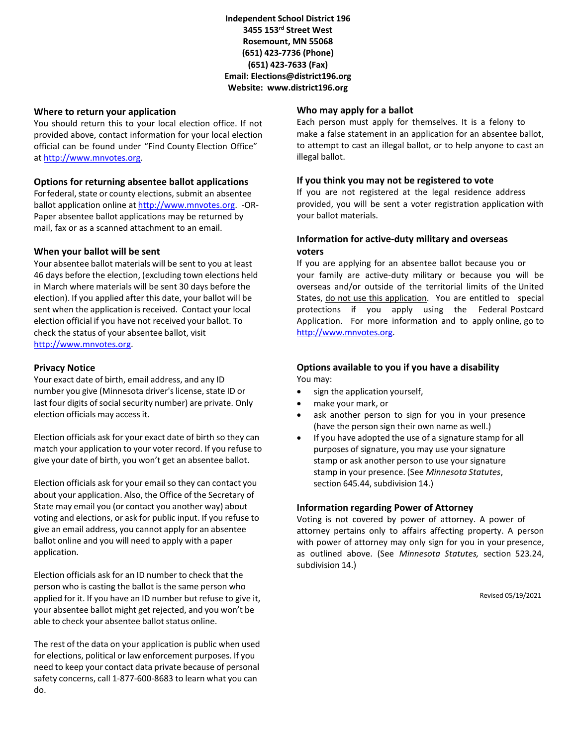**Independent School District 196**
**3455 153rd Street West**
**Rosemount, MN 55068**
**(651) 423-7736 (Phone)**
**(651) 423-7633 (Fax)**
**Email: Elections@district196.org**
**Website: www.district196.org**

### Where to return your application

You should return this to your local election office. If not provided above, contact information for your local election official can be found under "Find County Election Office" at http://www.mnvotes.org.

### Options for returning absentee ballot applications

For federal, state or county elections, submit an absentee ballot application online at http://www.mnvotes.org. -OR- Paper absentee ballot applications may be returned by mail, fax or as a scanned attachment to an email.

### When your ballot will be sent

Your absentee ballot materials will be sent to you at least 46 days before the election, (excluding town elections held in March where materials will be sent 30 days before the election). If you applied after this date, your ballot will be sent when the application is received. Contact your local election official if you have not received your ballot. To check the status of your absentee ballot, visit http://www.mnvotes.org.

### Privacy Notice

Your exact date of birth, email address, and any ID number you give (Minnesota driver's license, state ID or last four digits of social security number) are private. Only election officials may access it.

Election officials ask for your exact date of birth so they can match your application to your voter record. If you refuse to give your date of birth, you won't get an absentee ballot.

Election officials ask for your email so they can contact you about your application. Also, the Office of the Secretary of State may email you (or contact you another way) about voting and elections, or ask for public input. If you refuse to give an email address, you cannot apply for an absentee ballot online and you will need to apply with a paper application.

Election officials ask for an ID number to check that the person who is casting the ballot is the same person who applied for it. If you have an ID number but refuse to give it, your absentee ballot might get rejected, and you won't be able to check your absentee ballot status online.

The rest of the data on your application is public when used for elections, political or law enforcement purposes. If you need to keep your contact data private because of personal safety concerns, call 1-877-600-8683 to learn what you can do.

### Who may apply for a ballot

Each person must apply for themselves. It is a felony to make a false statement in an application for an absentee ballot, to attempt to cast an illegal ballot, or to help anyone to cast an illegal ballot.

### If you think you may not be registered to vote

If you are not registered at the legal residence address provided, you will be sent a voter registration application with your ballot materials.

### Information for active-duty military and overseas voters

If you are applying for an absentee ballot because you or your family are active-duty military or because you will be overseas and/or outside of the territorial limits of the United States, do not use this application. You are entitled to special protections if you apply using the Federal Postcard Application. For more information and to apply online, go to http://www.mnvotes.org.

### Options available to you if you have a disability

You may:

- sign the application yourself,
- make your mark, or
- ask another person to sign for you in your presence (have the person sign their own name as well.)
- If you have adopted the use of a signature stamp for all purposes of signature, you may use your signature stamp or ask another person to use your signature stamp in your presence. (See *Minnesota Statutes*, section 645.44, subdivision 14.)

### Information regarding Power of Attorney

Voting is not covered by power of attorney. A power of attorney pertains only to affairs affecting property. A person with power of attorney may only sign for you in your presence, as outlined above. (See *Minnesota Statutes,* section 523.24, subdivision 14.)

Revised 05/19/2021